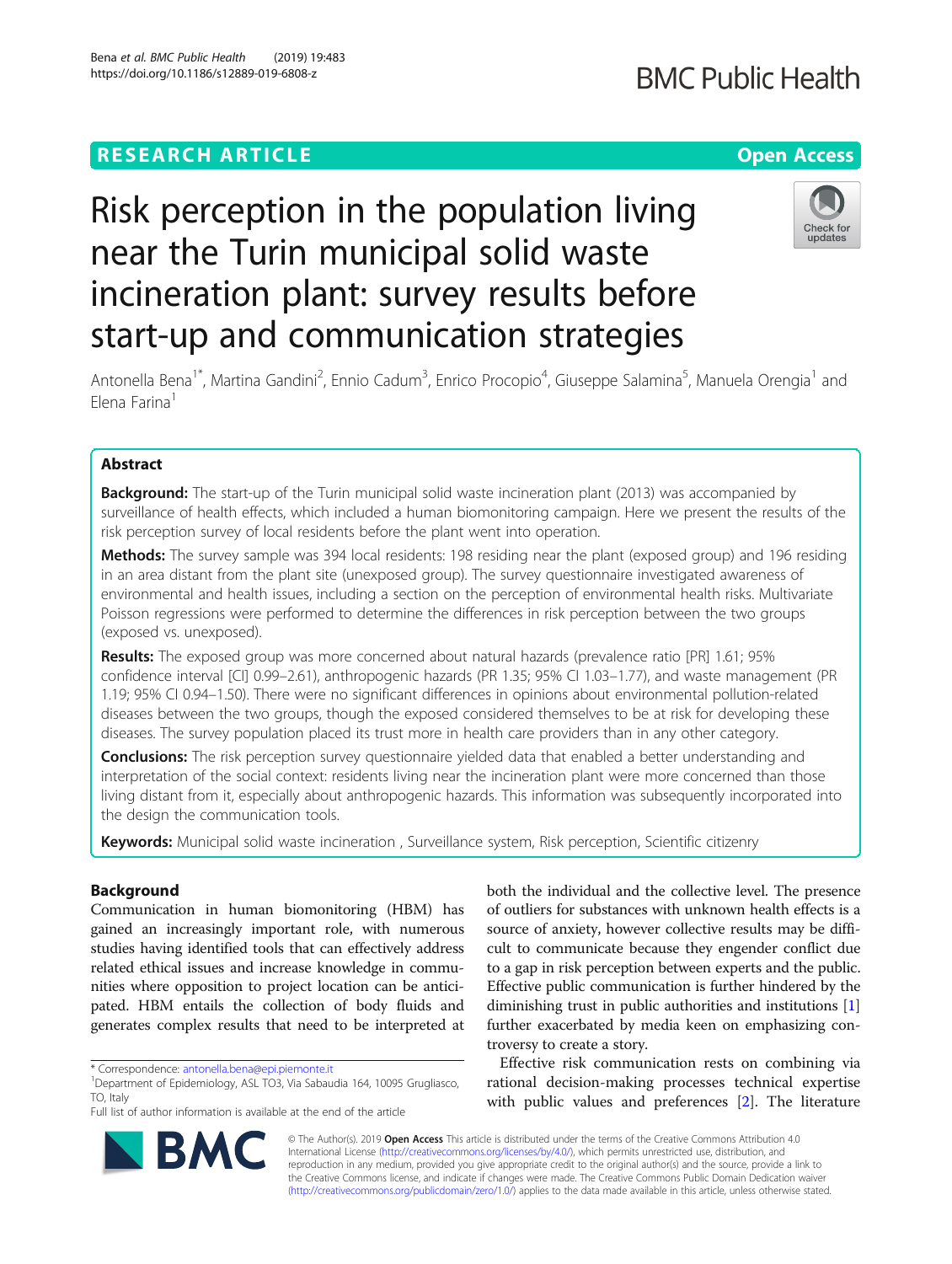RESEARCH ARTICLE

Open Access

# Risk perception in the population living near the Turin municipal solid waste incineration plant: survey results before start-up and communication strategies

Antonella Bena[1*], Martina Gandini[2], Ennio Cadum[3], Enrico Procopio[4], Giuseppe Salamina[5], Manuela Orengia[1] and Elena Farina[1]

## Abstract

**Background:** The start-up of the Turin municipal solid waste incineration plant (2013) was accompanied by surveillance of health effects, which included a human biomonitoring campaign. Here we present the results of the risk perception survey of local residents before the plant went into operation.

**Methods:** The survey sample was 394 local residents: 198 residing near the plant (exposed group) and 196 residing in an area distant from the plant site (unexposed group). The survey questionnaire investigated awareness of environmental and health issues, including a section on the perception of environmental health risks. Multivariate Poisson regressions were performed to determine the differences in risk perception between the two groups (exposed vs. unexposed).

**Results:** The exposed group was more concerned about natural hazards (prevalence ratio [PR] 1.61; 95% confidence interval [CI] 0.99–2.61), anthropogenic hazards (PR 1.35; 95% CI 1.03–1.77), and waste management (PR 1.19; 95% CI 0.94–1.50). There were no significant differences in opinions about environmental pollution-related diseases between the two groups, though the exposed considered themselves to be at risk for developing these diseases. The survey population placed its trust more in health care providers than in any other category.

**Conclusions:** The risk perception survey questionnaire yielded data that enabled a better understanding and interpretation of the social context: residents living near the incineration plant were more concerned than those living distant from it, especially about anthropogenic hazards. This information was subsequently incorporated into the design the communication tools.

**Keywords:** Municipal solid waste incineration , Surveillance system, Risk perception, Scientific citizenry

## Background

Communication in human biomonitoring (HBM) has gained an increasingly important role, with numerous studies having identified tools that can effectively address related ethical issues and increase knowledge in communities where opposition to project location can be anticipated. HBM entails the collection of body fluids and generates complex results that need to be interpreted at both the individual and the collective level. The presence of outliers for substances with unknown health effects is a source of anxiety, however collective results may be difficult to communicate because they engender conflict due to a gap in risk perception between experts and the public. Effective public communication is further hindered by the diminishing trust in public authorities and institutions [1] further exacerbated by media keen on emphasizing controversy to create a story.

Effective risk communication rests on combining via rational decision-making processes technical expertise with public values and preferences [2]. The literature

---

* Correspondence: antonella.bena@epi.piemonte.it
[1]Department of Epidemiology, ASL TO3, Via Sabaudia 164, 10095 Grugliasco, TO, Italy
Full list of author information is available at the end of the article

© The Author(s). 2019 **Open Access** This article is distributed under the terms of the Creative Commons Attribution 4.0 International License (http://creativecommons.org/licenses/by/4.0/), which permits unrestricted use, distribution, and reproduction in any medium, provided you give appropriate credit to the original author(s) and the source, provide a link to the Creative Commons license, and indicate if changes were made. The Creative Commons Public Domain Dedication waiver (http://creativecommons.org/publicdomain/zero/1.0/) applies to the data made available in this article, unless otherwise stated.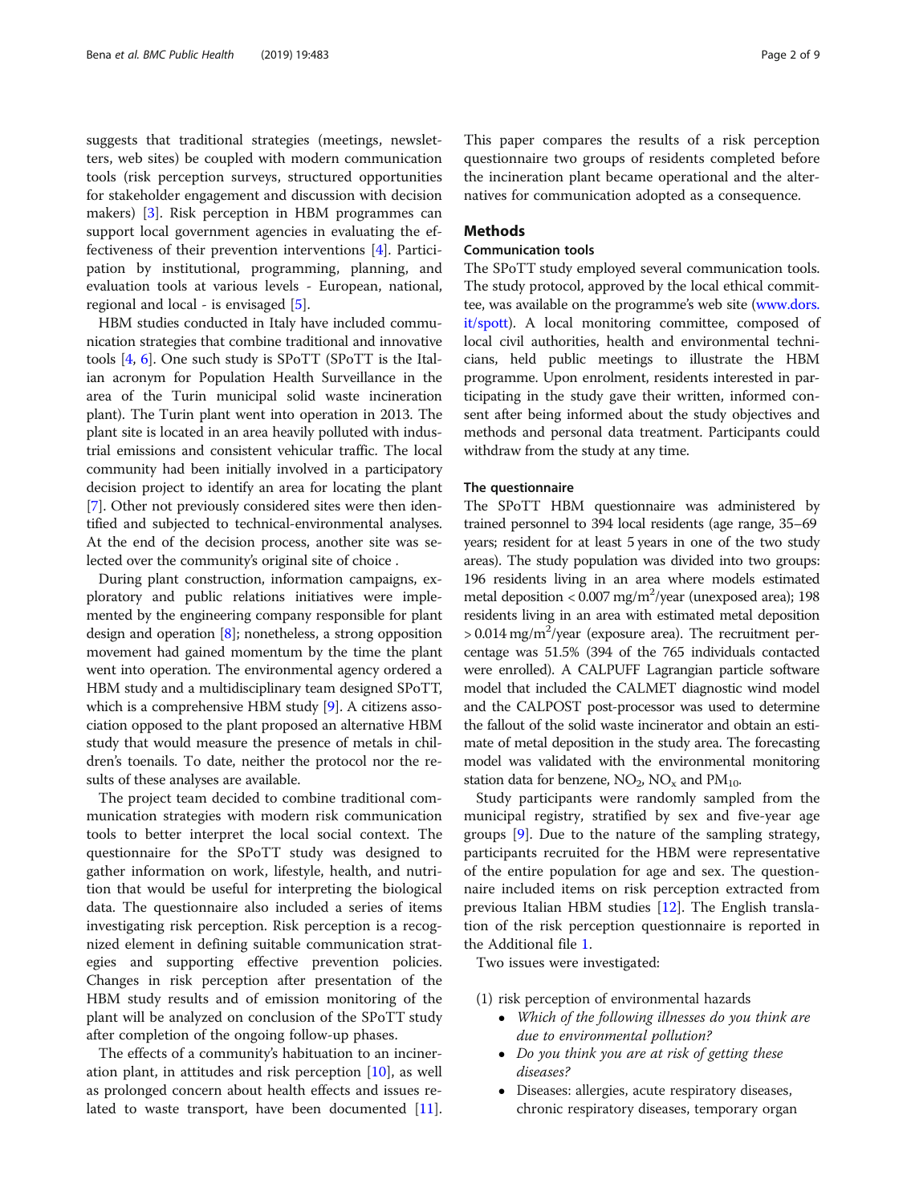suggests that traditional strategies (meetings, newsletters, web sites) be coupled with modern communication tools (risk perception surveys, structured opportunities for stakeholder engagement and discussion with decision makers) [3]. Risk perception in HBM programmes can support local government agencies in evaluating the effectiveness of their prevention interventions [4]. Participation by institutional, programming, planning, and evaluation tools at various levels - European, national, regional and local - is envisaged [5].

HBM studies conducted in Italy have included communication strategies that combine traditional and innovative tools [4, 6]. One such study is SPoTT (SPoTT is the Italian acronym for Population Health Surveillance in the area of the Turin municipal solid waste incineration plant). The Turin plant went into operation in 2013. The plant site is located in an area heavily polluted with industrial emissions and consistent vehicular traffic. The local community had been initially involved in a participatory decision project to identify an area for locating the plant [7]. Other not previously considered sites were then identified and subjected to technical-environmental analyses. At the end of the decision process, another site was selected over the community's original site of choice .

During plant construction, information campaigns, exploratory and public relations initiatives were implemented by the engineering company responsible for plant design and operation [8]; nonetheless, a strong opposition movement had gained momentum by the time the plant went into operation. The environmental agency ordered a HBM study and a multidisciplinary team designed SPoTT, which is a comprehensive HBM study [9]. A citizens association opposed to the plant proposed an alternative HBM study that would measure the presence of metals in children's toenails. To date, neither the protocol nor the results of these analyses are available.

The project team decided to combine traditional communication strategies with modern risk communication tools to better interpret the local social context. The questionnaire for the SPoTT study was designed to gather information on work, lifestyle, health, and nutrition that would be useful for interpreting the biological data. The questionnaire also included a series of items investigating risk perception. Risk perception is a recognized element in defining suitable communication strategies and supporting effective prevention policies. Changes in risk perception after presentation of the HBM study results and of emission monitoring of the plant will be analyzed on conclusion of the SPoTT study after completion of the ongoing follow-up phases.

The effects of a community's habituation to an incineration plant, in attitudes and risk perception [10], as well as prolonged concern about health effects and issues related to waste transport, have been documented [11]. This paper compares the results of a risk perception questionnaire two groups of residents completed before the incineration plant became operational and the alternatives for communication adopted as a consequence.

## Methods

### Communication tools

The SPoTT study employed several communication tools. The study protocol, approved by the local ethical committee, was available on the programme's web site (www.dors.it/spott). A local monitoring committee, composed of local civil authorities, health and environmental technicians, held public meetings to illustrate the HBM programme. Upon enrolment, residents interested in participating in the study gave their written, informed consent after being informed about the study objectives and methods and personal data treatment. Participants could withdraw from the study at any time.

### The questionnaire

The SPoTT HBM questionnaire was administered by trained personnel to 394 local residents (age range, 35–69 years; resident for at least 5 years in one of the two study areas). The study population was divided into two groups: 196 residents living in an area where models estimated metal deposition < 0.007 mg/m$^2$/year (unexposed area); 198 residents living in an area with estimated metal deposition > 0.014 mg/m$^2$/year (exposure area). The recruitment percentage was 51.5% (394 of the 765 individuals contacted were enrolled). A CALPUFF Lagrangian particle software model that included the CALMET diagnostic wind model and the CALPOST post-processor was used to determine the fallout of the solid waste incinerator and obtain an estimate of metal deposition in the study area. The forecasting model was validated with the environmental monitoring station data for benzene, $NO_2$, $NO_x$ and $PM_{10}$.

Study participants were randomly sampled from the municipal registry, stratified by sex and five-year age groups [9]. Due to the nature of the sampling strategy, participants recruited for the HBM were representative of the entire population for age and sex. The questionnaire included items on risk perception extracted from previous Italian HBM studies [12]. The English translation of the risk perception questionnaire is reported in the Additional file 1.

Two issues were investigated:

(1) risk perception of environmental hazards

- *Which of the following illnesses do you think are due to environmental pollution?*
- *Do you think you are at risk of getting these diseases?*
- Diseases: allergies, acute respiratory diseases, chronic respiratory diseases, temporary organ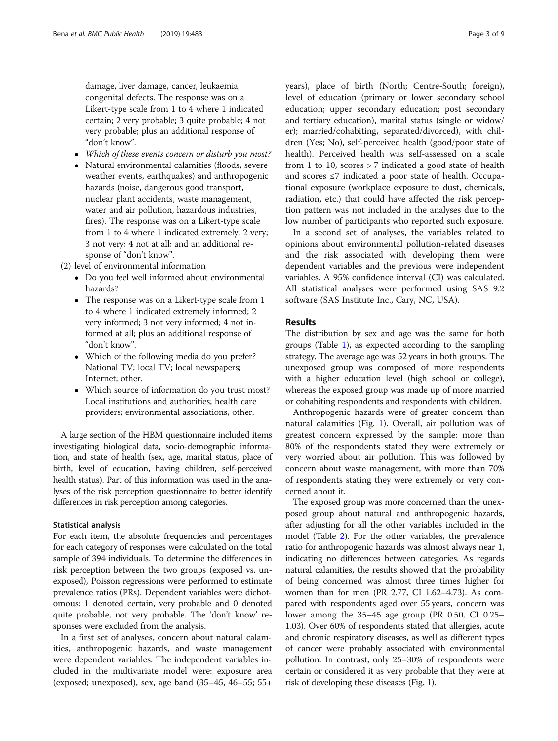damage, liver damage, cancer, leukaemia, congenital defects. The response was on a Likert-type scale from 1 to 4 where 1 indicated certain; 2 very probable; 3 quite probable; 4 not very probable; plus an additional response of "don't know".

- *Which of these events concern or disturb you most?*
- Natural environmental calamities (floods, severe weather events, earthquakes) and anthropogenic hazards (noise, dangerous good transport, nuclear plant accidents, waste management, water and air pollution, hazardous industries, fires). The response was on a Likert-type scale from 1 to 4 where 1 indicated extremely; 2 very; 3 not very; 4 not at all; and an additional response of "don't know".

(2) level of environmental information

- Do you feel well informed about environmental hazards?
- The response was on a Likert-type scale from 1 to 4 where 1 indicated extremely informed; 2 very informed; 3 not very informed; 4 not informed at all; plus an additional response of "don't know".
- Which of the following media do you prefer? National TV; local TV; local newspapers; Internet; other.
- Which source of information do you trust most? Local institutions and authorities; health care providers; environmental associations, other.

A large section of the HBM questionnaire included items investigating biological data, socio-demographic information, and state of health (sex, age, marital status, place of birth, level of education, having children, self-perceived health status). Part of this information was used in the analyses of the risk perception questionnaire to better identify differences in risk perception among categories.

### Statistical analysis

For each item, the absolute frequencies and percentages for each category of responses were calculated on the total sample of 394 individuals. To determine the differences in risk perception between the two groups (exposed vs. unexposed), Poisson regressions were performed to estimate prevalence ratios (PRs). Dependent variables were dichotomous: 1 denoted certain, very probable and 0 denoted quite probable, not very probable. The 'don't know' responses were excluded from the analysis.

In a first set of analyses, concern about natural calamities, anthropogenic hazards, and waste management were dependent variables. The independent variables included in the multivariate model were: exposure area (exposed; unexposed), sex, age band (35–45, 46–55; 55+ years), place of birth (North; Centre-South; foreign), level of education (primary or lower secondary school education; upper secondary education; post secondary and tertiary education), marital status (single or widow/er); married/cohabiting, separated/divorced), with children (Yes; No), self-perceived health (good/poor state of health). Perceived health was self-assessed on a scale from 1 to 10, scores > 7 indicated a good state of health and scores ≤7 indicated a poor state of health. Occupational exposure (workplace exposure to dust, chemicals, radiation, etc.) that could have affected the risk perception pattern was not included in the analyses due to the low number of participants who reported such exposure.

In a second set of analyses, the variables related to opinions about environmental pollution-related diseases and the risk associated with developing them were dependent variables and the previous were independent variables. A 95% confidence interval (CI) was calculated. All statistical analyses were performed using SAS 9.2 software (SAS Institute Inc., Cary, NC, USA).

## Results

The distribution by sex and age was the same for both groups (Table 1), as expected according to the sampling strategy. The average age was 52 years in both groups. The unexposed group was composed of more respondents with a higher education level (high school or college), whereas the exposed group was made up of more married or cohabiting respondents and respondents with children.

Anthropogenic hazards were of greater concern than natural calamities (Fig. 1). Overall, air pollution was of greatest concern expressed by the sample: more than 80% of the respondents stated they were extremely or very worried about air pollution. This was followed by concern about waste management, with more than 70% of respondents stating they were extremely or very concerned about it.

The exposed group was more concerned than the unexposed group about natural and anthropogenic hazards, after adjusting for all the other variables included in the model (Table 2). For the other variables, the prevalence ratio for anthropogenic hazards was almost always near 1, indicating no differences between categories. As regards natural calamities, the results showed that the probability of being concerned was almost three times higher for women than for men (PR 2.77, CI 1.62–4.73). As compared with respondents aged over 55 years, concern was lower among the 35–45 age group (PR 0.50, CI 0.25–1.03). Over 60% of respondents stated that allergies, acute and chronic respiratory diseases, as well as different types of cancer were probably associated with environmental pollution. In contrast, only 25–30% of respondents were certain or considered it as very probable that they were at risk of developing these diseases (Fig. 1).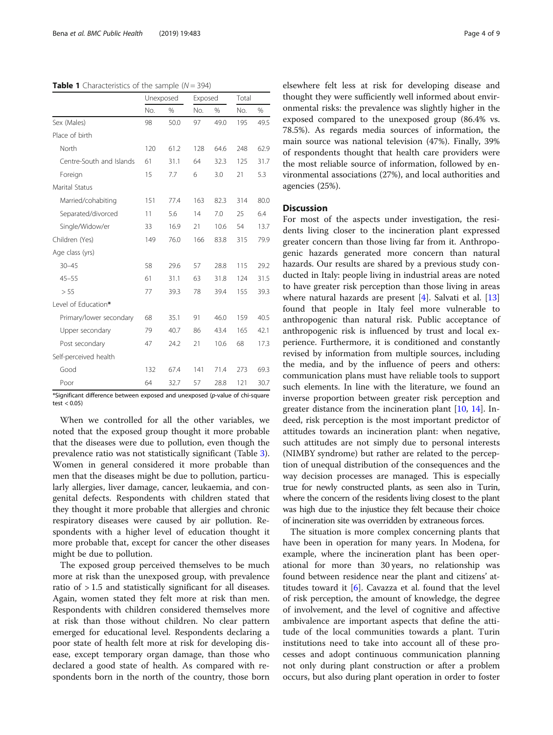**Table 1** Characteristics of the sample ($N = 394$)

| | Unexposed | | Exposed | | Total | |
|---|---|---|---|---|---|---|
| | No. | % | No. | % | No. | % |
| Sex (Males) | 98 | 50.0 | 97 | 49.0 | 195 | 49.5 |
| Place of birth | | | | | | |
| North | 120 | 61.2 | 128 | 64.6 | 248 | 62.9 |
| Centre-South and Islands | 61 | 31.1 | 64 | 32.3 | 125 | 31.7 |
| Foreign | 15 | 7.7 | 6 | 3.0 | 21 | 5.3 |
| Marital Status | | | | | | |
| Married/cohabiting | 151 | 77.4 | 163 | 82.3 | 314 | 80.0 |
| Separated/divorced | 11 | 5.6 | 14 | 7.0 | 25 | 6.4 |
| Single/Widow/er | 33 | 16.9 | 21 | 10.6 | 54 | 13.7 |
| Children (Yes) | 149 | 76.0 | 166 | 83.8 | 315 | 79.9 |
| Age class (yrs) | | | | | | |
| 30–45 | 58 | 29.6 | 57 | 28.8 | 115 | 29.2 |
| 45–55 | 61 | 31.1 | 63 | 31.8 | 124 | 31.5 |
| > 55 | 77 | 39.3 | 78 | 39.4 | 155 | 39.3 |
| Level of Education* | | | | | | |
| Primary/lower secondary | 68 | 35.1 | 91 | 46.0 | 159 | 40.5 |
| Upper secondary | 79 | 40.7 | 86 | 43.4 | 165 | 42.1 |
| Post secondary | 47 | 24.2 | 21 | 10.6 | 68 | 17.3 |
| Self-perceived health | | | | | | |
| Good | 132 | 67.4 | 141 | 71.4 | 273 | 69.3 |
| Poor | 64 | 32.7 | 57 | 28.8 | 121 | 30.7 |

*Significant difference between exposed and unexposed (p-value of chi-square test $< 0.05$)

When we controlled for all the other variables, we noted that the exposed group thought it more probable that the diseases were due to pollution, even though the prevalence ratio was not statistically significant (Table 3). Women in general considered it more probable than men that the diseases might be due to pollution, particularly allergies, liver damage, cancer, leukaemia, and congenital defects. Respondents with children stated that they thought it more probable that allergies and chronic respiratory diseases were caused by air pollution. Respondents with a higher level of education thought it more probable that, except for cancer the other diseases might be due to pollution.

The exposed group perceived themselves to be much more at risk than the unexposed group, with prevalence ratio of > 1.5 and statistically significant for all diseases. Again, women stated they felt more at risk than men. Respondents with children considered themselves more at risk than those without children. No clear pattern emerged for educational level. Respondents declaring a poor state of health felt more at risk for developing disease, except temporary organ damage, than those who declared a good state of health. As compared with respondents born in the north of the country, those born elsewhere felt less at risk for developing disease and thought they were sufficiently well informed about environmental risks: the prevalence was slightly higher in the exposed compared to the unexposed group (86.4% vs. 78.5%). As regards media sources of information, the main source was national television (47%). Finally, 39% of respondents thought that health care providers were the most reliable source of information, followed by environmental associations (27%), and local authorities and agencies (25%).

## Discussion

For most of the aspects under investigation, the residents living closer to the incineration plant expressed greater concern than those living far from it. Anthropogenic hazards generated more concern than natural hazards. Our results are shared by a previous study conducted in Italy: people living in industrial areas are noted to have greater risk perception than those living in areas where natural hazards are present [4]. Salvati et al. [13] found that people in Italy feel more vulnerable to anthropogenic than natural risk. Public acceptance of anthropogenic risk is influenced by trust and local experience. Furthermore, it is conditioned and constantly revised by information from multiple sources, including the media, and by the influence of peers and others: communication plans must have reliable tools to support such elements. In line with the literature, we found an inverse proportion between greater risk perception and greater distance from the incineration plant [10, 14]. Indeed, risk perception is the most important predictor of attitudes towards an incineration plant: when negative, such attitudes are not simply due to personal interests (NIMBY syndrome) but rather are related to the perception of unequal distribution of the consequences and the way decision processes are managed. This is especially true for newly constructed plants, as seen also in Turin, where the concern of the residents living closest to the plant was high due to the injustice they felt because their choice of incineration site was overridden by extraneous forces.

The situation is more complex concerning plants that have been in operation for many years. In Modena, for example, where the incineration plant has been operational for more than 30 years, no relationship was found between residence near the plant and citizens' attitudes toward it [6]. Cavazza et al. found that the level of risk perception, the amount of knowledge, the degree of involvement, and the level of cognitive and affective ambivalence are important aspects that define the attitude of the local communities towards a plant. Turin institutions need to take into account all of these processes and adopt continuous communication planning not only during plant construction or after a problem occurs, but also during plant operation in order to foster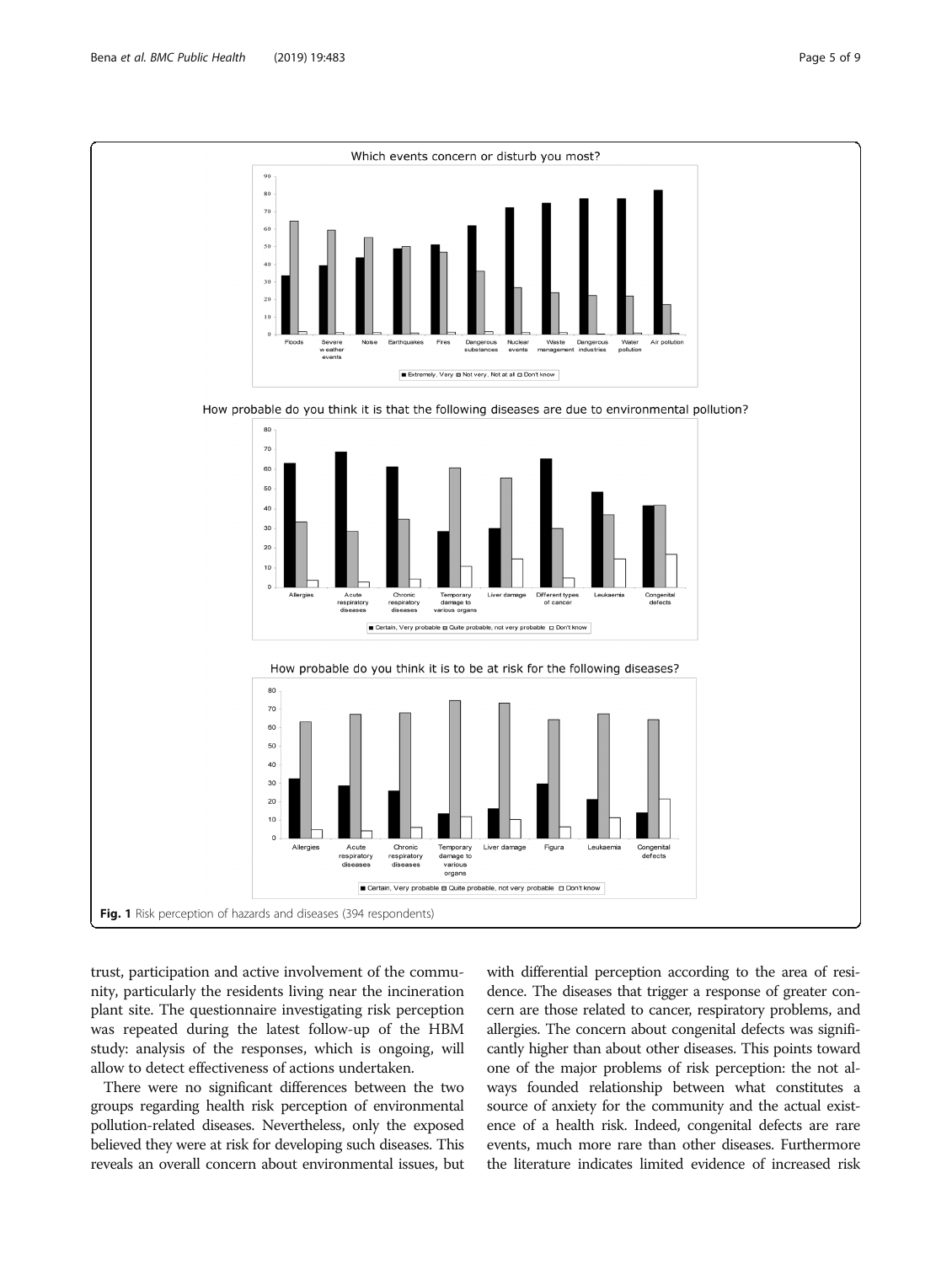Fig. 1 Risk perception of hazards and diseases (394 respondents)

trust, participation and active involvement of the community, particularly the residents living near the incineration plant site. The questionnaire investigating risk perception was repeated during the latest follow-up of the HBM study: analysis of the responses, which is ongoing, will allow to detect effectiveness of actions undertaken.

There were no significant differences between the two groups regarding health risk perception of environmental pollution-related diseases. Nevertheless, only the exposed believed they were at risk for developing such diseases. This reveals an overall concern about environmental issues, but with differential perception according to the area of residence. The diseases that trigger a response of greater concern are those related to cancer, respiratory problems, and allergies. The concern about congenital defects was significantly higher than about other diseases. This points toward one of the major problems of risk perception: the not always founded relationship between what constitutes a source of anxiety for the community and the actual existence of a health risk. Indeed, congenital defects are rare events, much more rare than other diseases. Furthermore the literature indicates limited evidence of increased risk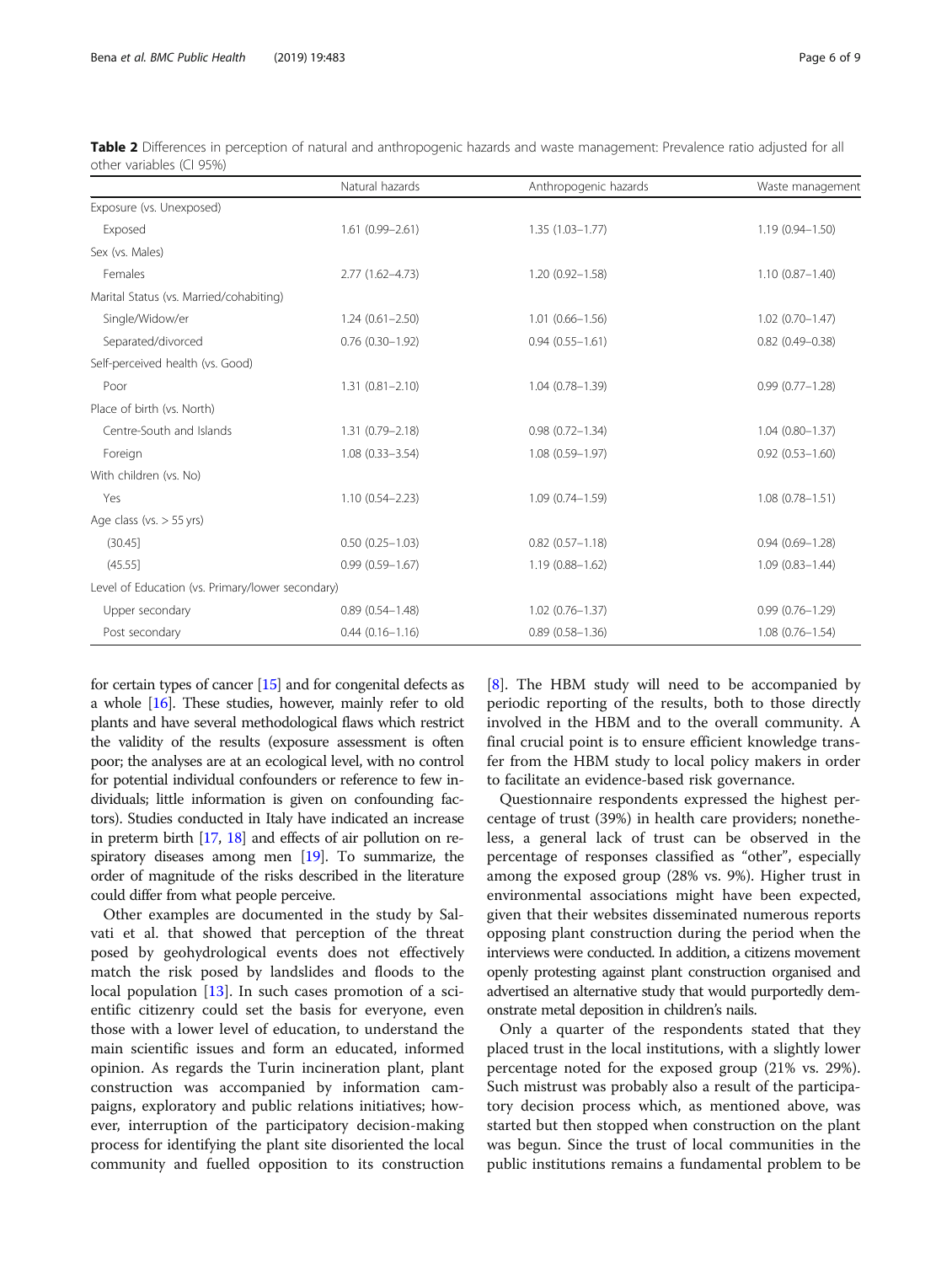**Table 2** Differences in perception of natural and anthropogenic hazards and waste management: Prevalence ratio adjusted for all other variables (CI 95%)

| | Natural hazards | Anthropogenic hazards | Waste management |
|---|---|---|---|
| Exposure (vs. Unexposed) | | | |
| Exposed | 1.61 (0.99–2.61) | 1.35 (1.03–1.77) | 1.19 (0.94–1.50) |
| Sex (vs. Males) | | | |
| Females | 2.77 (1.62–4.73) | 1.20 (0.92–1.58) | 1.10 (0.87–1.40) |
| Marital Status (vs. Married/cohabiting) | | | |
| Single/Widow/er | 1.24 (0.61–2.50) | 1.01 (0.66–1.56) | 1.02 (0.70–1.47) |
| Separated/divorced | 0.76 (0.30–1.92) | 0.94 (0.55–1.61) | 0.82 (0.49–0.38) |
| Self-perceived health (vs. Good) | | | |
| Poor | 1.31 (0.81–2.10) | 1.04 (0.78–1.39) | 0.99 (0.77–1.28) |
| Place of birth (vs. North) | | | |
| Centre-South and Islands | 1.31 (0.79–2.18) | 0.98 (0.72–1.34) | 1.04 (0.80–1.37) |
| Foreign | 1.08 (0.33–3.54) | 1.08 (0.59–1.97) | 0.92 (0.53–1.60) |
| With children (vs. No) | | | |
| Yes | 1.10 (0.54–2.23) | 1.09 (0.74–1.59) | 1.08 (0.78–1.51) |
| Age class (vs. > 55 yrs) | | | |
| (30.45] | 0.50 (0.25–1.03) | 0.82 (0.57–1.18) | 0.94 (0.69–1.28) |
| (45.55] | 0.99 (0.59–1.67) | 1.19 (0.88–1.62) | 1.09 (0.83–1.44) |
| Level of Education (vs. Primary/lower secondary) | | | |
| Upper secondary | 0.89 (0.54–1.48) | 1.02 (0.76–1.37) | 0.99 (0.76–1.29) |
| Post secondary | 0.44 (0.16–1.16) | 0.89 (0.58–1.36) | 1.08 (0.76–1.54) |

for certain types of cancer [15] and for congenital defects as a whole [16]. These studies, however, mainly refer to old plants and have several methodological flaws which restrict the validity of the results (exposure assessment is often poor; the analyses are at an ecological level, with no control for potential individual confounders or reference to few individuals; little information is given on confounding factors). Studies conducted in Italy have indicated an increase in preterm birth [17, 18] and effects of air pollution on respiratory diseases among men [19]. To summarize, the order of magnitude of the risks described in the literature could differ from what people perceive.

Other examples are documented in the study by Salvati et al. that showed that perception of the threat posed by geohydrological events does not effectively match the risk posed by landslides and floods to the local population [13]. In such cases promotion of a scientific citizenry could set the basis for everyone, even those with a lower level of education, to understand the main scientific issues and form an educated, informed opinion. As regards the Turin incineration plant, plant construction was accompanied by information campaigns, exploratory and public relations initiatives; however, interruption of the participatory decision-making process for identifying the plant site disoriented the local community and fuelled opposition to its construction [8]. The HBM study will need to be accompanied by periodic reporting of the results, both to those directly involved in the HBM and to the overall community. A final crucial point is to ensure efficient knowledge transfer from the HBM study to local policy makers in order to facilitate an evidence-based risk governance.

Questionnaire respondents expressed the highest percentage of trust (39%) in health care providers; nonetheless, a general lack of trust can be observed in the percentage of responses classified as "other", especially among the exposed group (28% vs. 9%). Higher trust in environmental associations might have been expected, given that their websites disseminated numerous reports opposing plant construction during the period when the interviews were conducted. In addition, a citizens movement openly protesting against plant construction organised and advertised an alternative study that would purportedly demonstrate metal deposition in children's nails.

Only a quarter of the respondents stated that they placed trust in the local institutions, with a slightly lower percentage noted for the exposed group (21% vs. 29%). Such mistrust was probably also a result of the participatory decision process which, as mentioned above, was started but then stopped when construction on the plant was begun. Since the trust of local communities in the public institutions remains a fundamental problem to be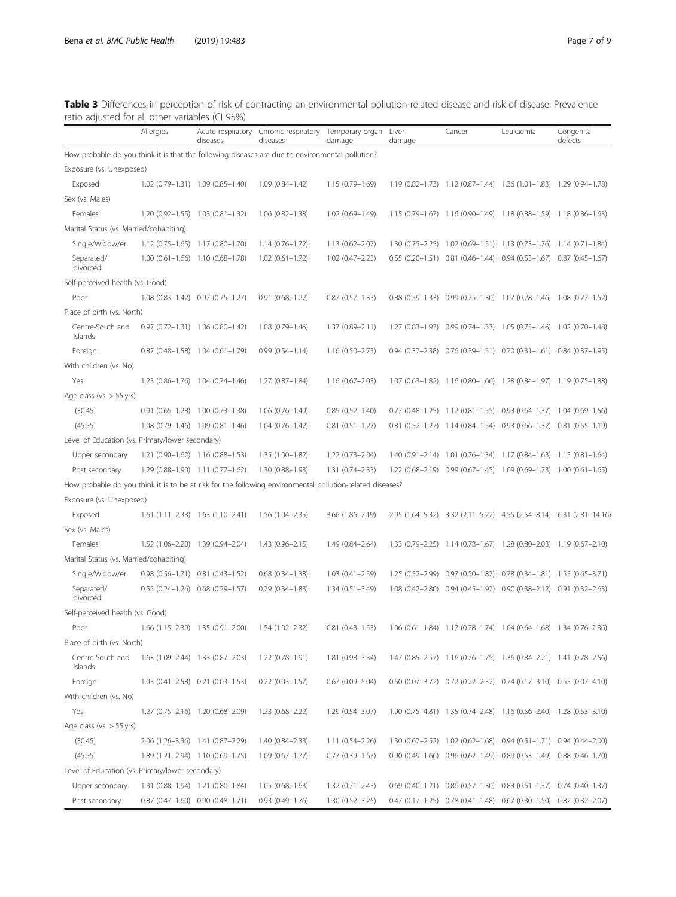**Table 3** Differences in perception of risk of contracting an environmental pollution-related disease and risk of disease: Prevalence ratio adjusted for all other variables (CI 95%)

| | Allergies | Acute respiratory diseases | Chronic respiratory diseases | Temporary organ damage | Liver damage | Cancer | Leukaemia | Congenital defects |
|---|---|---|---|---|---|---|---|---|
| How probable do you think it is that the following diseases are due to environmental pollution? | | | | | | | | |
| Exposure (vs. Unexposed) | | | | | | | | |
| Exposed | 1.02 (0.79–1.31) | 1.09 (0.85–1.40) | 1.09 (0.84–1.42) | 1.15 (0.79–1.69) | 1.19 (0.82–1.73) | 1.12 (0.87–1.44) | 1.36 (1.01–1.83) | 1.29 (0.94–1.78) |
| Sex (vs. Males) | | | | | | | | |
| Females | 1.20 (0.92–1.55) | 1.03 (0.81–1.32) | 1.06 (0.82–1.38) | 1.02 (0.69–1.49) | 1.15 (0.79–1.67) | 1.16 (0.90–1.49) | 1.18 (0.88–1.59) | 1.18 (0.86–1.63) |
| Marital Status (vs. Married/cohabiting) | | | | | | | | |
| Single/Widow/er | 1.12 (0.75–1.65) | 1.17 (0.80–1.70) | 1.14 (0.76–1.72) | 1.13 (0.62–2.07) | 1.30 (0.75–2.25) | 1.02 (0.69–1.51) | 1.13 (0.73–1.76) | 1.14 (0.71–1.84) |
| Separated/ divorced | 1.00 (0.61–1.66) | 1.10 (0.68–1.78) | 1.02 (0.61–1.72) | 1.02 (0.47–2.23) | 0.55 (0.20–1.51) | 0.81 (0.46–1.44) | 0.94 (0.53–1.67) | 0.87 (0.45–1.67) |
| Self-perceived health (vs. Good) | | | | | | | | |
| Poor | 1.08 (0.83–1.42) | 0.97 (0.75–1.27) | 0.91 (0.68–1.22) | 0.87 (0.57–1.33) | 0.88 (0.59–1.33) | 0.99 (0.75–1.30) | 1.07 (0.78–1.46) | 1.08 (0.77–1.52) |
| Place of birth (vs. North) | | | | | | | | |
| Centre-South and Islands | 0.97 (0.72–1.31) | 1.06 (0.80–1.42) | 1.08 (0.79–1.46) | 1.37 (0.89–2.11) | 1.27 (0.83–1.93) | 0.99 (0.74–1.33) | 1.05 (0.75–1.46) | 1.02 (0.70–1.48) |
| Foreign | 0.87 (0.48–1.58) | 1.04 (0.61–1.79) | 0.99 (0.54–1.14) | 1.16 (0.50–2.73) | 0.94 (0.37–2.38) | 0.76 (0.39–1.51) | 0.70 (0.31–1.61) | 0.84 (0.37–1.95) |
| With children (vs. No) | | | | | | | | |
| Yes | 1.23 (0.86–1.76) | 1.04 (0.74–1.46) | 1.27 (0.87–1.84) | 1.16 (0.67–2.03) | 1.07 (0.63–1.82) | 1.16 (0.80–1.66) | 1.28 (0.84–1.97) | 1.19 (0.75–1.88) |
| Age class (vs. > 55 yrs) | | | | | | | | |
| (30.45] | 0.91 (0.65–1.28) | 1.00 (0.73–1.38) | 1.06 (0.76–1.49) | 0.85 (0.52–1.40) | 0.77 (0.48–1.25) | 1.12 (0.81–1.55) | 0.93 (0.64–1.37) | 1.04 (0.69–1.56) |
| (45.55] | 1.08 (0.79–1.46) | 1.09 (0.81–1.46) | 1.04 (0.76–1.42) | 0.81 (0.51–1.27) | 0.81 (0.52–1.27) | 1.14 (0.84–1.54) | 0.93 (0.66–1.32) | 0.81 (0.55–1.19) |
| Level of Education (vs. Primary/lower secondary) | | | | | | | | |
| Upper secondary | 1.21 (0.90–1.62) | 1.16 (0.88–1.53) | 1.35 (1.00–1.82) | 1.22 (0.73–2.04) | 1.40 (0.91–2.14) | 1.01 (0.76–1.34) | 1.17 (0.84–1.63) | 1.15 (0.81–1.64) |
| Post secondary | 1.29 (0.88–1.90) | 1.11 (0.77–1.62) | 1.30 (0.88–1.93) | 1.31 (0.74–2.33) | 1.22 (0.68–2.19) | 0.99 (0.67–1.45) | 1.09 (0.69–1.73) | 1.00 (0.61–1.65) |
| How probable do you think it is to be at risk for the following environmental pollution-related diseases? | | | | | | | | |
| Exposure (vs. Unexposed) | | | | | | | | |
| Exposed | 1.61 (1.11–2.33) | 1.63 (1.10–2.41) | 1.56 (1.04–2.35) | 3.66 (1.86–7.19) | 2.95 (1.64–5.32) | 3.32 (2.11–5.22) | 4.55 (2.54–8.14) | 6.31 (2.81–14.16) |
| Sex (vs. Males) | | | | | | | | |
| Females | 1.52 (1.06–2.20) | 1.39 (0.94–2.04) | 1.43 (0.96–2.15) | 1.49 (0.84–2.64) | 1.33 (0.79–2.25) | 1.14 (0.78–1.67) | 1.28 (0.80–2.03) | 1.19 (0.67–2.10) |
| Marital Status (vs. Married/cohabiting) | | | | | | | | |
| Single/Widow/er | 0.98 (0.56–1.71) | 0.81 (0.43–1.52) | 0.68 (0.34–1.38) | 1.03 (0.41–2.59) | 1.25 (0.52–2.99) | 0.97 (0.50–1.87) | 0.78 (0.34–1.81) | 1.55 (0.65–3.71) |
| Separated/ divorced | 0.55 (0.24–1.26) | 0.68 (0.29–1.57) | 0.79 (0.34–1.83) | 1.34 (0.51–3.49) | 1.08 (0.42–2.80) | 0.94 (0.45–1.97) | 0.90 (0.38–2.12) | 0.91 (0.32–2.63) |
| Self-perceived health (vs. Good) | | | | | | | | |
| Poor | 1.66 (1.15–2.39) | 1.35 (0.91–2.00) | 1.54 (1.02–2.32) | 0.81 (0.43–1.53) | 1.06 (0.61–1.84) | 1.17 (0.78–1.74) | 1.04 (0.64–1.68) | 1.34 (0.76–2.36) |
| Place of birth (vs. North) | | | | | | | | |
| Centre-South and Islands | 1.63 (1.09–2.44) | 1.33 (0.87–2.03) | 1.22 (0.78–1.91) | 1.81 (0.98–3.34) | 1.47 (0.85–2.57) | 1.16 (0.76–1.75) | 1.36 (0.84–2.21) | 1.41 (0.78–2.56) |
| Foreign | 1.03 (0.41–2.58) | 0.21 (0.03–1.53) | 0.22 (0.03–1.57) | 0.67 (0.09–5.04) | 0.50 (0.07–3.72) | 0.72 (0.22–2.32) | 0.74 (0.17–3.10) | 0.55 (0.07–4.10) |
| With children (vs. No) | | | | | | | | |
| Yes | 1.27 (0.75–2.16) | 1.20 (0.68–2.09) | 1.23 (0.68–2.22) | 1.29 (0.54–3.07) | 1.90 (0.75–4.81) | 1.35 (0.74–2.48) | 1.16 (0.56–2.40) | 1.28 (0.53–3.10) |
| Age class (vs. > 55 yrs) | | | | | | | | |
| (30.45] | 2.06 (1.26–3.36) | 1.41 (0.87–2.29) | 1.40 (0.84–2.33) | 1.11 (0.54–2.26) | 1.30 (0.67–2.52) | 1.02 (0.62–1.68) | 0.94 (0.51–1.71) | 0.94 (0.44–2.00) |
| (45.55] | 1.89 (1.21–2.94) | 1.10 (0.69–1.75) | 1.09 (0.67–1.77) | 0.77 (0.39–1.53) | 0.90 (0.49–1.66) | 0.96 (0.62–1.49) | 0.89 (0.53–1.49) | 0.88 (0.46–1.70) |
| Level of Education (vs. Primary/lower secondary) | | | | | | | | |
| Upper secondary | 1.31 (0.88–1.94) | 1.21 (0.80–1.84) | 1.05 (0.68–1.63) | 1.32 (0.71–2.43) | 0.69 (0.40–1.21) | 0.86 (0.57–1.30) | 0.83 (0.51–1.37) | 0.74 (0.40–1.37) |
| Post secondary | 0.87 (0.47–1.60) | 0.90 (0.48–1.71) | 0.93 (0.49–1.76) | 1.30 (0.52–3.25) | 0.47 (0.17–1.25) | 0.78 (0.41–1.48) | 0.67 (0.30–1.50) | 0.82 (0.32–2.07) |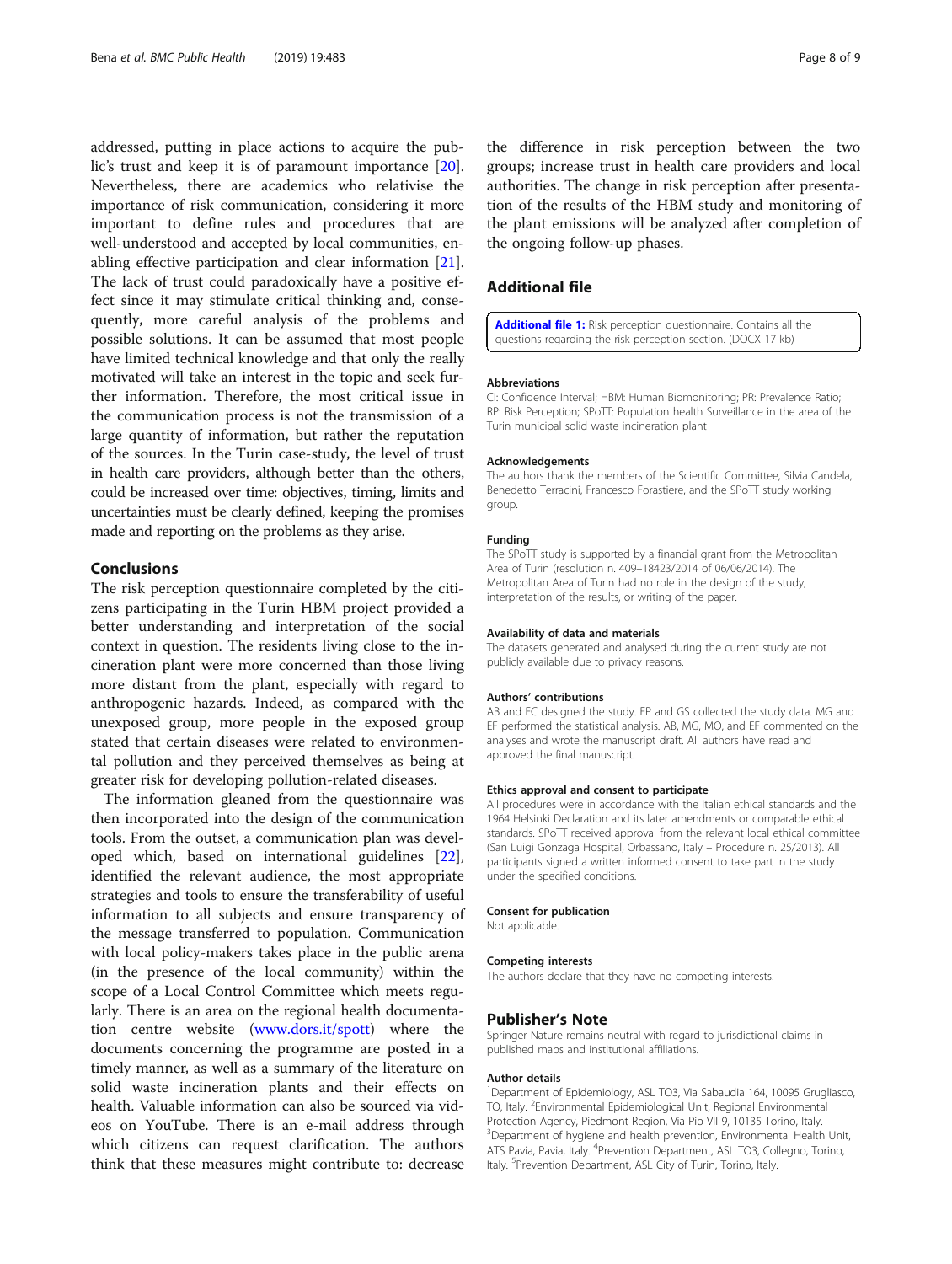addressed, putting in place actions to acquire the public's trust and keep it is of paramount importance [20]. Nevertheless, there are academics who relativise the importance of risk communication, considering it more important to define rules and procedures that are well-understood and accepted by local communities, enabling effective participation and clear information [21]. The lack of trust could paradoxically have a positive effect since it may stimulate critical thinking and, consequently, more careful analysis of the problems and possible solutions. It can be assumed that most people have limited technical knowledge and that only the really motivated will take an interest in the topic and seek further information. Therefore, the most critical issue in the communication process is not the transmission of a large quantity of information, but rather the reputation of the sources. In the Turin case-study, the level of trust in health care providers, although better than the others, could be increased over time: objectives, timing, limits and uncertainties must be clearly defined, keeping the promises made and reporting on the problems as they arise.

## Conclusions

The risk perception questionnaire completed by the citizens participating in the Turin HBM project provided a better understanding and interpretation of the social context in question. The residents living close to the incineration plant were more concerned than those living more distant from the plant, especially with regard to anthropogenic hazards. Indeed, as compared with the unexposed group, more people in the exposed group stated that certain diseases were related to environmental pollution and they perceived themselves as being at greater risk for developing pollution-related diseases.

The information gleaned from the questionnaire was then incorporated into the design of the communication tools. From the outset, a communication plan was developed which, based on international guidelines [22], identified the relevant audience, the most appropriate strategies and tools to ensure the transferability of useful information to all subjects and ensure transparency of the message transferred to population. Communication with local policy-makers takes place in the public arena (in the presence of the local community) within the scope of a Local Control Committee which meets regularly. There is an area on the regional health documentation centre website (www.dors.it/spott) where the documents concerning the programme are posted in a timely manner, as well as a summary of the literature on solid waste incineration plants and their effects on health. Valuable information can also be sourced via videos on YouTube. There is an e-mail address through which citizens can request clarification. The authors think that these measures might contribute to: decrease the difference in risk perception between the two groups; increase trust in health care providers and local authorities. The change in risk perception after presentation of the results of the HBM study and monitoring of the plant emissions will be analyzed after completion of the ongoing follow-up phases.

## Additional file

**Additional file 1:** Risk perception questionnaire. Contains all the questions regarding the risk perception section. (DOCX 17 kb)

#### Abbreviations

CI: Confidence Interval; HBM: Human Biomonitoring; PR: Prevalence Ratio; RP: Risk Perception; SPoTT: Population health Surveillance in the area of the Turin municipal solid waste incineration plant

#### Acknowledgements

The authors thank the members of the Scientific Committee, Silvia Candela, Benedetto Terracini, Francesco Forastiere, and the SPoTT study working group.

#### Funding

The SPoTT study is supported by a financial grant from the Metropolitan Area of Turin (resolution n. 409–18423/2014 of 06/06/2014). The Metropolitan Area of Turin had no role in the design of the study, interpretation of the results, or writing of the paper.

#### Availability of data and materials

The datasets generated and analysed during the current study are not publicly available due to privacy reasons.

#### Authors' contributions

AB and EC designed the study. EP and GS collected the study data. MG and EF performed the statistical analysis. AB, MG, MO, and EF commented on the analyses and wrote the manuscript draft. All authors have read and approved the final manuscript.

#### Ethics approval and consent to participate

All procedures were in accordance with the Italian ethical standards and the 1964 Helsinki Declaration and its later amendments or comparable ethical standards. SPoTT received approval from the relevant local ethical committee (San Luigi Gonzaga Hospital, Orbassano, Italy – Procedure n. 25/2013). All participants signed a written informed consent to take part in the study under the specified conditions.

#### Consent for publication

Not applicable.

#### Competing interests

The authors declare that they have no competing interests.

## Publisher's Note

Springer Nature remains neutral with regard to jurisdictional claims in published maps and institutional affiliations.

#### Author details

[1]Department of Epidemiology, ASL TO3, Via Sabaudia 164, 10095 Grugliasco, TO, Italy. [2]Environmental Epidemiological Unit, Regional Environmental Protection Agency, Piedmont Region, Via Pio VII 9, 10135 Torino, Italy. [3]Department of hygiene and health prevention, Environmental Health Unit, ATS Pavia, Pavia, Italy. [4]Prevention Department, ASL TO3, Collegno, Torino, Italy. [5]Prevention Department, ASL City of Turin, Torino, Italy.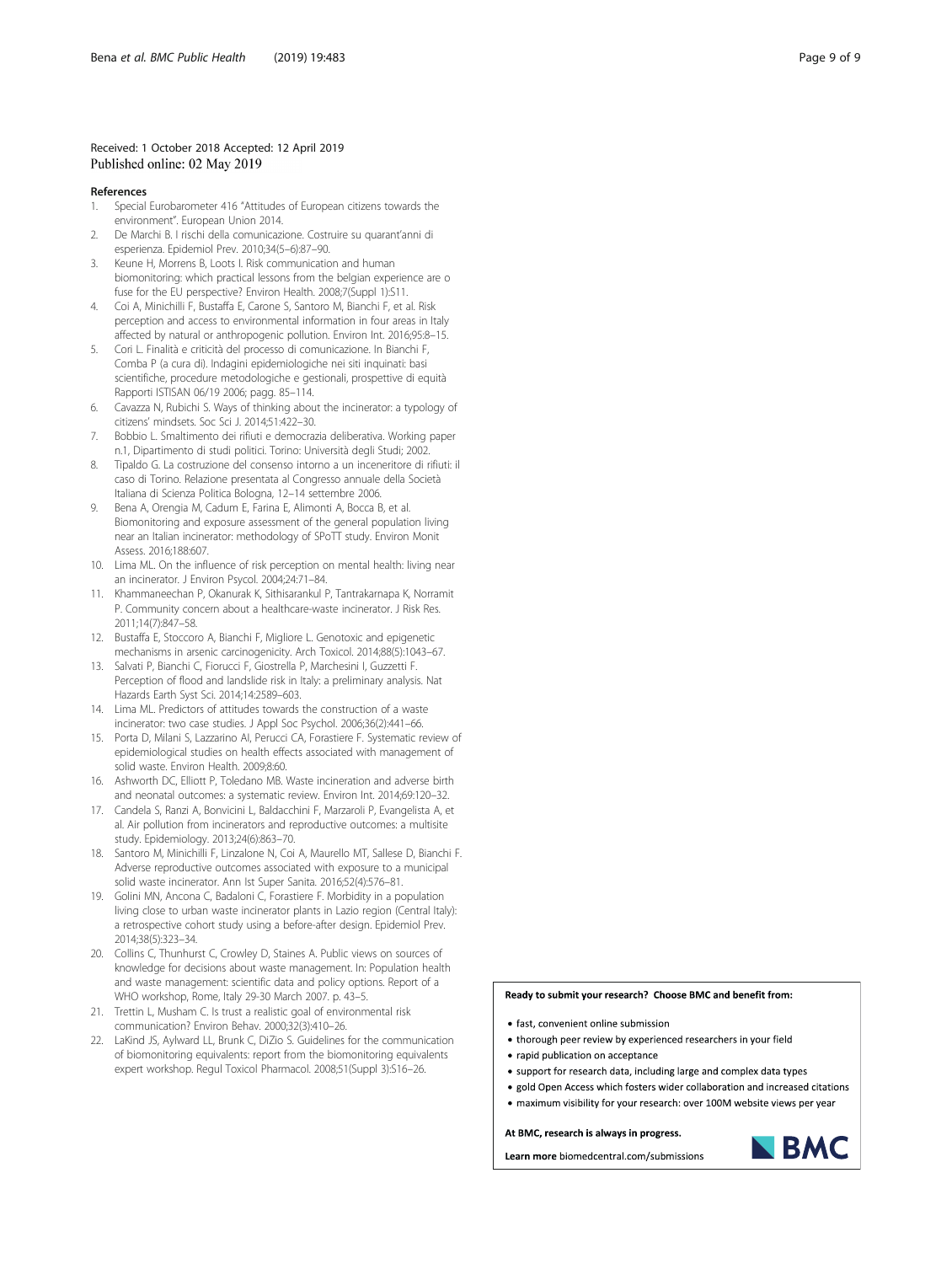Received: 1 October 2018 Accepted: 12 April 2019
Published online: 02 May 2019

## References

1. Special Eurobarometer 416 "Attitudes of European citizens towards the environment". European Union 2014.
2. De Marchi B. I rischi della comunicazione. Costruire su quarant'anni di esperienza. Epidemiol Prev. 2010;34(5–6):87–90.
3. Keune H, Morrens B, Loots I. Risk communication and human biomonitoring: which practical lessons from the belgian experience are o fuse for the EU perspective? Environ Health. 2008;7(Suppl 1):S11.
4. Coi A, Minichilli F, Bustaffa E, Carone S, Santoro M, Bianchi F, et al. Risk perception and access to environmental information in four areas in Italy affected by natural or anthropogenic pollution. Environ Int. 2016;95:8–15.
5. Cori L. Finalità e criticità del processo di comunicazione. In Bianchi F, Comba P (a cura di). Indagini epidemiologiche nei siti inquinati: basi scientifiche, procedure metodologiche e gestionali, prospettive di equità Rapporti ISTISAN 06/19 2006; pagg. 85–114.
6. Cavazza N, Rubichi S. Ways of thinking about the incinerator: a typology of citizens' mindsets. Soc Sci J. 2014;51:422–30.
7. Bobbio L. Smaltimento dei rifiuti e democrazia deliberativa. Working paper n.1, Dipartimento di studi politici. Torino: Università degli Studi; 2002.
8. Tipaldo G. La costruzione del consenso intorno a un inceneritore di rifiuti: il caso di Torino. Relazione presentata al Congresso annuale della Società Italiana di Scienza Politica Bologna, 12–14 settembre 2006.
9. Bena A, Orengia M, Cadum E, Farina E, Alimonti A, Bocca B, et al. Biomonitoring and exposure assessment of the general population living near an Italian incinerator: methodology of SPoTT study. Environ Monit Assess. 2016;188:607.
10. Lima ML. On the influence of risk perception on mental health: living near an incinerator. J Environ Psycol. 2004;24:71–84.
11. Khammaneechan P, Okanurak K, Sithisarankul P, Tantrakarnapa K, Norramit P. Community concern about a healthcare-waste incinerator. J Risk Res. 2011;14(7):847–58.
12. Bustaffa E, Stoccoro A, Bianchi F, Migliore L. Genotoxic and epigenetic mechanisms in arsenic carcinogenicity. Arch Toxicol. 2014;88(5):1043–67.
13. Salvati P, Bianchi C, Fiorucci F, Giostrella P, Marchesini I, Guzzetti F. Perception of flood and landslide risk in Italy: a preliminary analysis. Nat Hazards Earth Syst Sci. 2014;14:2589–603.
14. Lima ML. Predictors of attitudes towards the construction of a waste incinerator: two case studies. J Appl Soc Psychol. 2006;36(2):441–66.
15. Porta D, Milani S, Lazzarino AI, Perucci CA, Forastiere F. Systematic review of epidemiological studies on health effects associated with management of solid waste. Environ Health. 2009;8:60.
16. Ashworth DC, Elliott P, Toledano MB. Waste incineration and adverse birth and neonatal outcomes: a systematic review. Environ Int. 2014;69:120–32.
17. Candela S, Ranzi A, Bonvicini L, Baldacchini F, Marzaroli P, Evangelista A, et al. Air pollution from incinerators and reproductive outcomes: a multisite study. Epidemiology. 2013;24(6):863–70.
18. Santoro M, Minichilli F, Linzalone N, Coi A, Maurello MT, Sallese D, Bianchi F. Adverse reproductive outcomes associated with exposure to a municipal solid waste incinerator. Ann Ist Super Sanita. 2016;52(4):576–81.
19. Golini MN, Ancona C, Badaloni C, Forastiere F. Morbidity in a population living close to urban waste incinerator plants in Lazio region (Central Italy): a retrospective cohort study using a before-after design. Epidemiol Prev. 2014;38(5):323–34.
20. Collins C, Thunhurst C, Crowley D, Staines A. Public views on sources of knowledge for decisions about waste management. In: Population health and waste management: scientific data and policy options. Report of a WHO workshop, Rome, Italy 29-30 March 2007. p. 43–5.
21. Trettin L, Musham C. Is trust a realistic goal of environmental risk communication? Environ Behav. 2000;32(3):410–26.
22. LaKind JS, Aylward LL, Brunk C, DiZio S. Guidelines for the communication of biomonitoring equivalents: report from the biomonitoring equivalents expert workshop. Regul Toxicol Pharmacol. 2008;51(Suppl 3):S16–26.